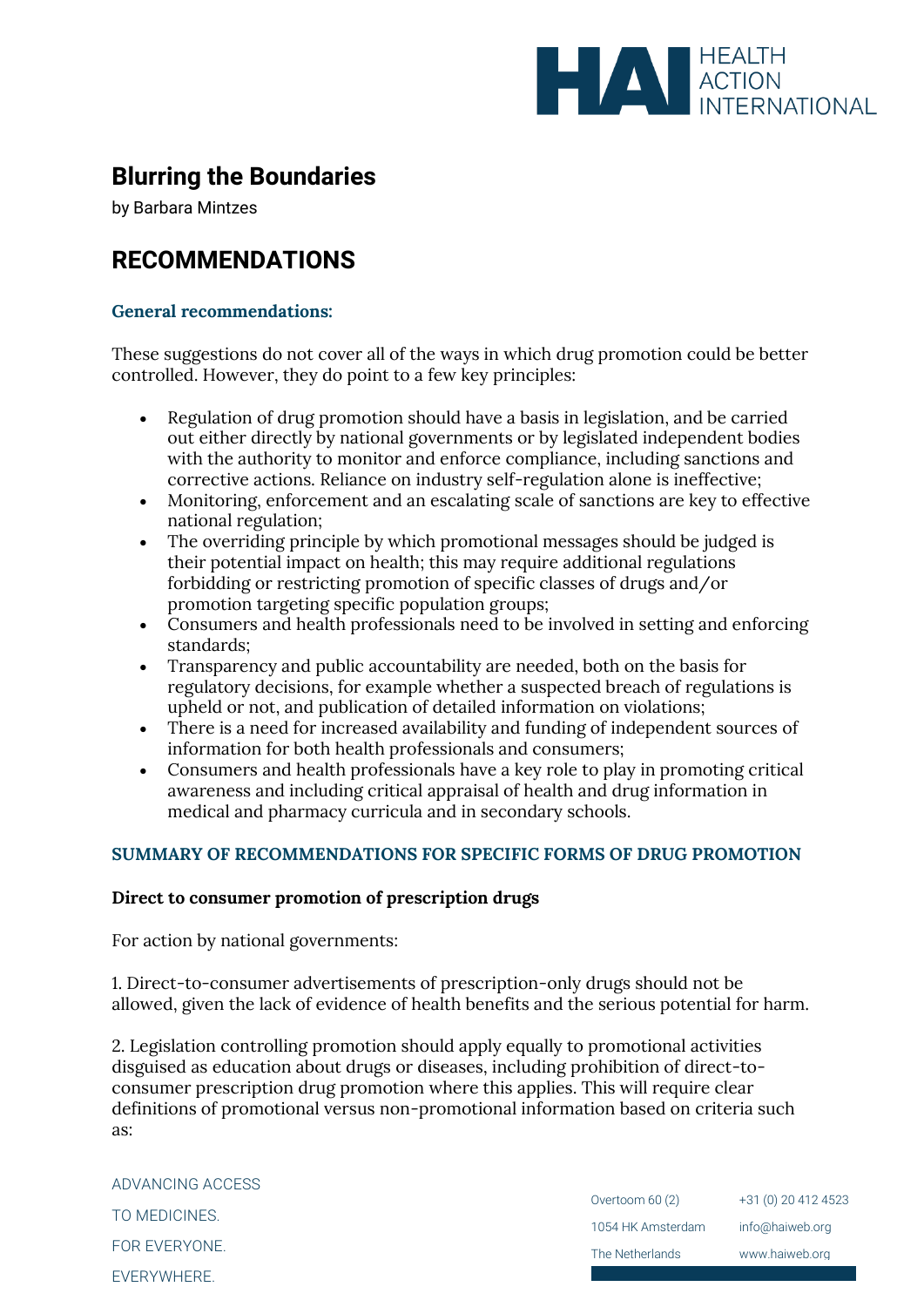# Blurring the Boundaries

by Barbara Mintzes

## RECOMMENDATIONS

### General recommendations:

These suggestions do not cover all of the ways in which drug promotion could be better controlled. However, they do point to a few key principles:

- Regulation of drug promotion should have a basis in legislation, and be carried out either directly by national governments or by legislated independent bodies with the authority to monitor and enforce compliance, including sanctions and corrective actions. Reliance on industry self-regulation alone is ineffective;
- Monitoring, enforcement and an escalating scale of sanctions are key to effective national regulation;
- The overriding principle by which promotional messages should be judged is their potential impact on health; this may require additional regulations forbidding or restricting promotion of specific classes of drugs and/or promotion targeting specific population groups;
- Consumers and health professionals need to be involved in setting and enforcing standards;
- Transparency and public accountability are needed, both on the basis for regulatory decisions, for example whether a suspected breach of regulations is upheld or not, and publication of detailed information on violations;
- There is a need for increased availability and funding of independent sources of information for both health professionals and consumers;
- Consumers and health professionals have a key role to play in promoting critical awareness and including critical appraisal of health and drug information in medical and pharmacy curricula and in secondary schools.

### SUMMARY OF RECOMMENDATIONS FOR SPECIFIC FORMS OF DRUG PROMOTION

**Direct to consumer promotion of prescription drugs**

For action by national governments:

1. Direct-to-consumer advertisements of prescription-only drugs should not be allowed, given the lack of evidence of health benefits and the serious potential for harm.

2. Legislation controlling promotion should apply equally to promotional activities disguised as education about drugs or diseases, including prohibition of direct-to-consumer prescription drug promotion where this applies. This will require clear definitions of promotional versus non-promotional information based on criteria such as: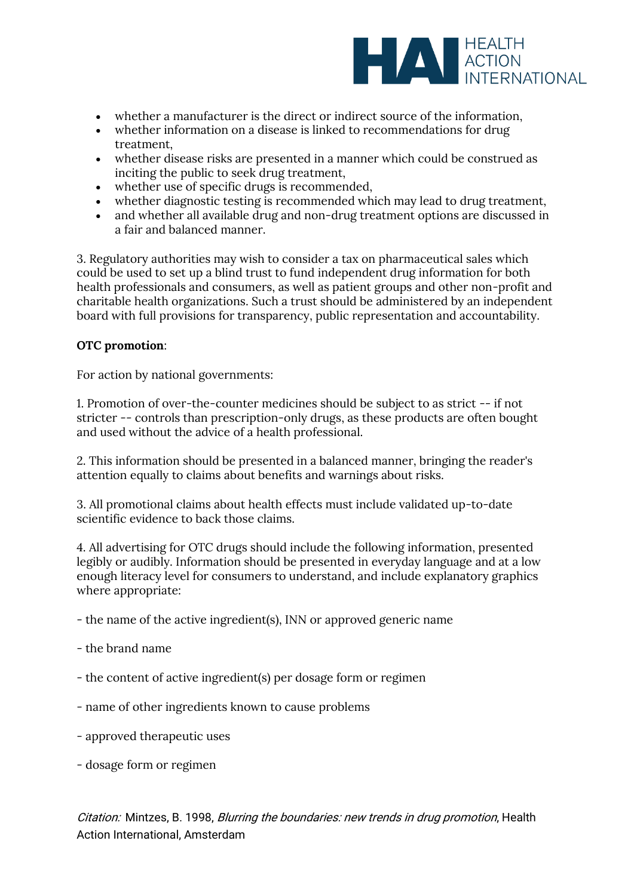- whether a manufacturer is the direct or indirect source of the information,
- whether information on a disease is linked to recommendations for drug treatment,
- whether disease risks are presented in a manner which could be construed as inciting the public to seek drug treatment,
- whether use of specific drugs is recommended,
- whether diagnostic testing is recommended which may lead to drug treatment,
- and whether all available drug and non-drug treatment options are discussed in a fair and balanced manner.

3. Regulatory authorities may wish to consider a tax on pharmaceutical sales which could be used to set up a blind trust to fund independent drug information for both health professionals and consumers, as well as patient groups and other non-profit and charitable health organizations. Such a trust should be administered by an independent board with full provisions for transparency, public representation and accountability.

**OTC promotion**:

For action by national governments:

1. Promotion of over-the-counter medicines should be subject to as strict -- if not stricter -- controls than prescription-only drugs, as these products are often bought and used without the advice of a health professional.

2. This information should be presented in a balanced manner, bringing the reader's attention equally to claims about benefits and warnings about risks.

3. All promotional claims about health effects must include validated up-to-date scientific evidence to back those claims.

4. All advertising for OTC drugs should include the following information, presented legibly or audibly. Information should be presented in everyday language and at a low enough literacy level for consumers to understand, and include explanatory graphics where appropriate:

- the name of the active ingredient(s), INN or approved generic name

- the brand name

- the content of active ingredient(s) per dosage form or regimen

- name of other ingredients known to cause problems

- approved therapeutic uses

- dosage form or regimen

*Citation:* Mintzes, B. 1998, *Blurring the boundaries: new trends in drug promotion*, Health Action International, Amsterdam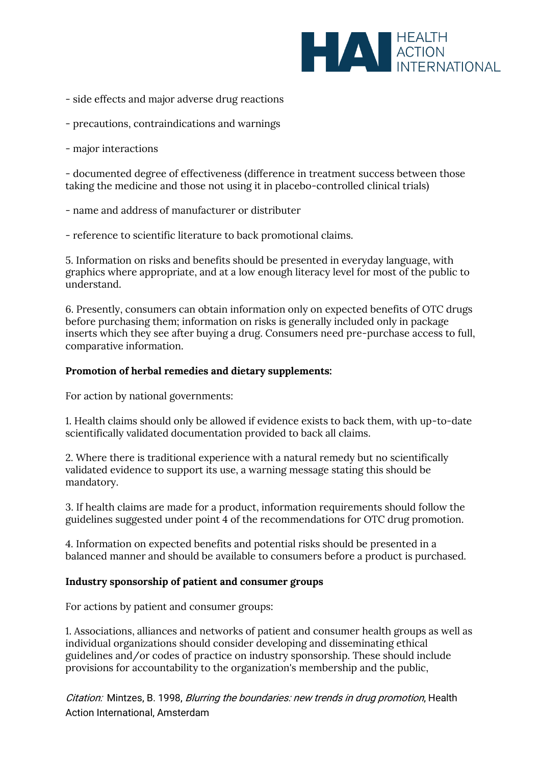- side effects and major adverse drug reactions

- precautions, contraindications and warnings

- major interactions

- documented degree of effectiveness (difference in treatment success between those taking the medicine and those not using it in placebo-controlled clinical trials)

- name and address of manufacturer or distributer

- reference to scientific literature to back promotional claims.

5. Information on risks and benefits should be presented in everyday language, with graphics where appropriate, and at a low enough literacy level for most of the public to understand.

6. Presently, consumers can obtain information only on expected benefits of OTC drugs before purchasing them; information on risks is generally included only in package inserts which they see after buying a drug. Consumers need pre-purchase access to full, comparative information.

**Promotion of herbal remedies and dietary supplements:**

For action by national governments:

1. Health claims should only be allowed if evidence exists to back them, with up-to-date scientifically validated documentation provided to back all claims.

2. Where there is traditional experience with a natural remedy but no scientifically validated evidence to support its use, a warning message stating this should be mandatory.

3. If health claims are made for a product, information requirements should follow the guidelines suggested under point 4 of the recommendations for OTC drug promotion.

4. Information on expected benefits and potential risks should be presented in a balanced manner and should be available to consumers before a product is purchased.

**Industry sponsorship of patient and consumer groups**

For actions by patient and consumer groups:

1. Associations, alliances and networks of patient and consumer health groups as well as individual organizations should consider developing and disseminating ethical guidelines and/or codes of practice on industry sponsorship. These should include provisions for accountability to the organization's membership and the public,

*Citation:* Mintzes, B. 1998, *Blurring the boundaries: new trends in drug promotion*, Health Action International, Amsterdam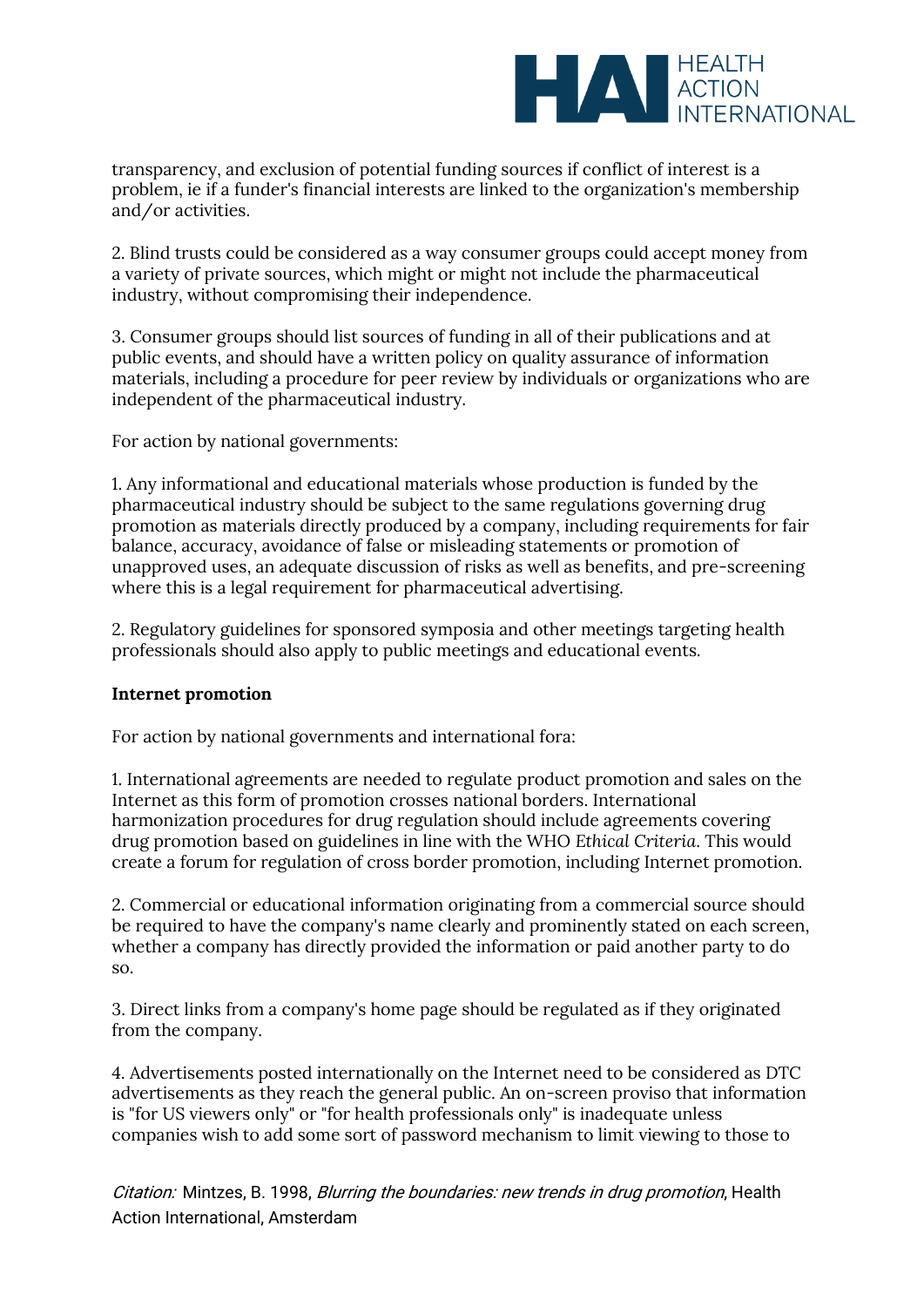transparency, and exclusion of potential funding sources if conflict of interest is a problem, ie if a funder's financial interests are linked to the organization's membership and/or activities.

2. Blind trusts could be considered as a way consumer groups could accept money from a variety of private sources, which might or might not include the pharmaceutical industry, without compromising their independence.

3. Consumer groups should list sources of funding in all of their publications and at public events, and should have a written policy on quality assurance of information materials, including a procedure for peer review by individuals or organizations who are independent of the pharmaceutical industry.

For action by national governments:

1. Any informational and educational materials whose production is funded by the pharmaceutical industry should be subject to the same regulations governing drug promotion as materials directly produced by a company, including requirements for fair balance, accuracy, avoidance of false or misleading statements or promotion of unapproved uses, an adequate discussion of risks as well as benefits, and pre-screening where this is a legal requirement for pharmaceutical advertising.

2. Regulatory guidelines for sponsored symposia and other meetings targeting health professionals should also apply to public meetings and educational events.

**Internet promotion**

For action by national governments and international fora:

1. International agreements are needed to regulate product promotion and sales on the Internet as this form of promotion crosses national borders. International harmonization procedures for drug regulation should include agreements covering drug promotion based on guidelines in line with the WHO *Ethical Criteria*. This would create a forum for regulation of cross border promotion, including Internet promotion.

2. Commercial or educational information originating from a commercial source should be required to have the company's name clearly and prominently stated on each screen, whether a company has directly provided the information or paid another party to do so.

3. Direct links from a company's home page should be regulated as if they originated from the company.

4. Advertisements posted internationally on the Internet need to be considered as DTC advertisements as they reach the general public. An on-screen proviso that information is "for US viewers only" or "for health professionals only" is inadequate unless companies wish to add some sort of password mechanism to limit viewing to those to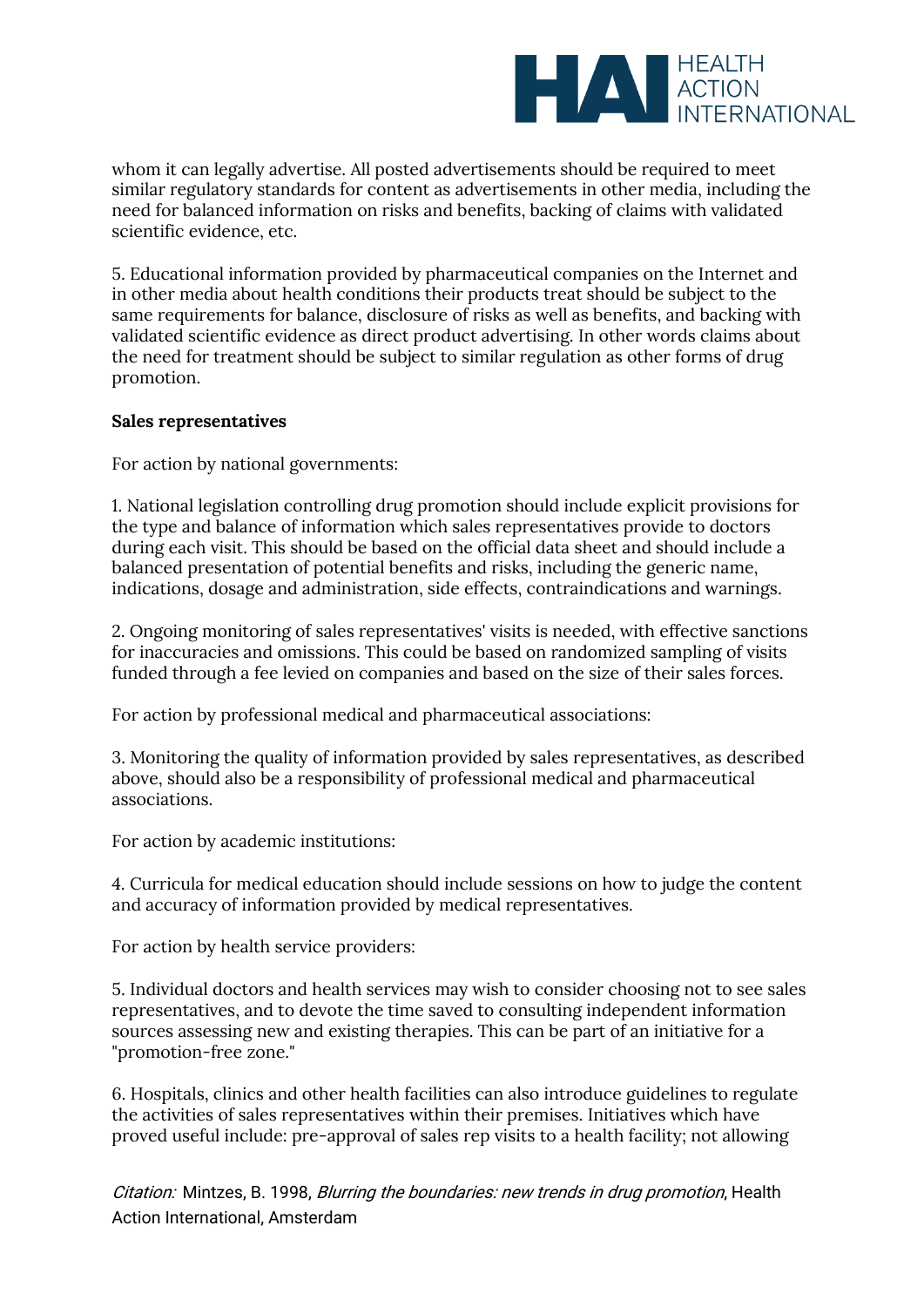whom it can legally advertise. All posted advertisements should be required to meet similar regulatory standards for content as advertisements in other media, including the need for balanced information on risks and benefits, backing of claims with validated scientific evidence, etc.

5. Educational information provided by pharmaceutical companies on the Internet and in other media about health conditions their products treat should be subject to the same requirements for balance, disclosure of risks as well as benefits, and backing with validated scientific evidence as direct product advertising. In other words claims about the need for treatment should be subject to similar regulation as other forms of drug promotion.

**Sales representatives**

For action by national governments:

1. National legislation controlling drug promotion should include explicit provisions for the type and balance of information which sales representatives provide to doctors during each visit. This should be based on the official data sheet and should include a balanced presentation of potential benefits and risks, including the generic name, indications, dosage and administration, side effects, contraindications and warnings.

2. Ongoing monitoring of sales representatives' visits is needed, with effective sanctions for inaccuracies and omissions. This could be based on randomized sampling of visits funded through a fee levied on companies and based on the size of their sales forces.

For action by professional medical and pharmaceutical associations:

3. Monitoring the quality of information provided by sales representatives, as described above, should also be a responsibility of professional medical and pharmaceutical associations.

For action by academic institutions:

4. Curricula for medical education should include sessions on how to judge the content and accuracy of information provided by medical representatives.

For action by health service providers:

5. Individual doctors and health services may wish to consider choosing not to see sales representatives, and to devote the time saved to consulting independent information sources assessing new and existing therapies. This can be part of an initiative for a "promotion-free zone."

6. Hospitals, clinics and other health facilities can also introduce guidelines to regulate the activities of sales representatives within their premises. Initiatives which have proved useful include: pre-approval of sales rep visits to a health facility; not allowing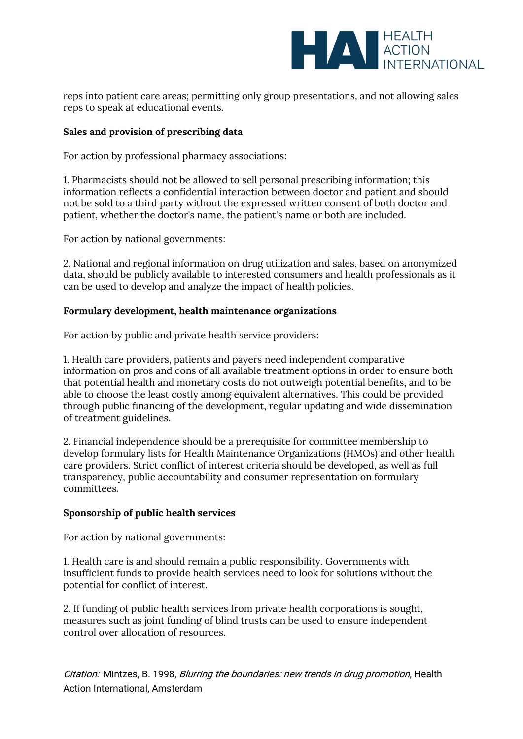reps into patient care areas; permitting only group presentations, and not allowing sales reps to speak at educational events.

**Sales and provision of prescribing data**

For action by professional pharmacy associations:

1. Pharmacists should not be allowed to sell personal prescribing information; this information reflects a confidential interaction between doctor and patient and should not be sold to a third party without the expressed written consent of both doctor and patient, whether the doctor's name, the patient's name or both are included.

For action by national governments:

2. National and regional information on drug utilization and sales, based on anonymized data, should be publicly available to interested consumers and health professionals as it can be used to develop and analyze the impact of health policies.

**Formulary development, health maintenance organizations**

For action by public and private health service providers:

1. Health care providers, patients and payers need independent comparative information on pros and cons of all available treatment options in order to ensure both that potential health and monetary costs do not outweigh potential benefits, and to be able to choose the least costly among equivalent alternatives. This could be provided through public financing of the development, regular updating and wide dissemination of treatment guidelines.

2. Financial independence should be a prerequisite for committee membership to develop formulary lists for Health Maintenance Organizations (HMOs) and other health care providers. Strict conflict of interest criteria should be developed, as well as full transparency, public accountability and consumer representation on formulary committees.

**Sponsorship of public health services**

For action by national governments:

1. Health care is and should remain a public responsibility. Governments with insufficient funds to provide health services need to look for solutions without the potential for conflict of interest.

2. If funding of public health services from private health corporations is sought, measures such as joint funding of blind trusts can be used to ensure independent control over allocation of resources.

*Citation:* Mintzes, B. 1998, *Blurring the boundaries: new trends in drug promotion*, Health Action International, Amsterdam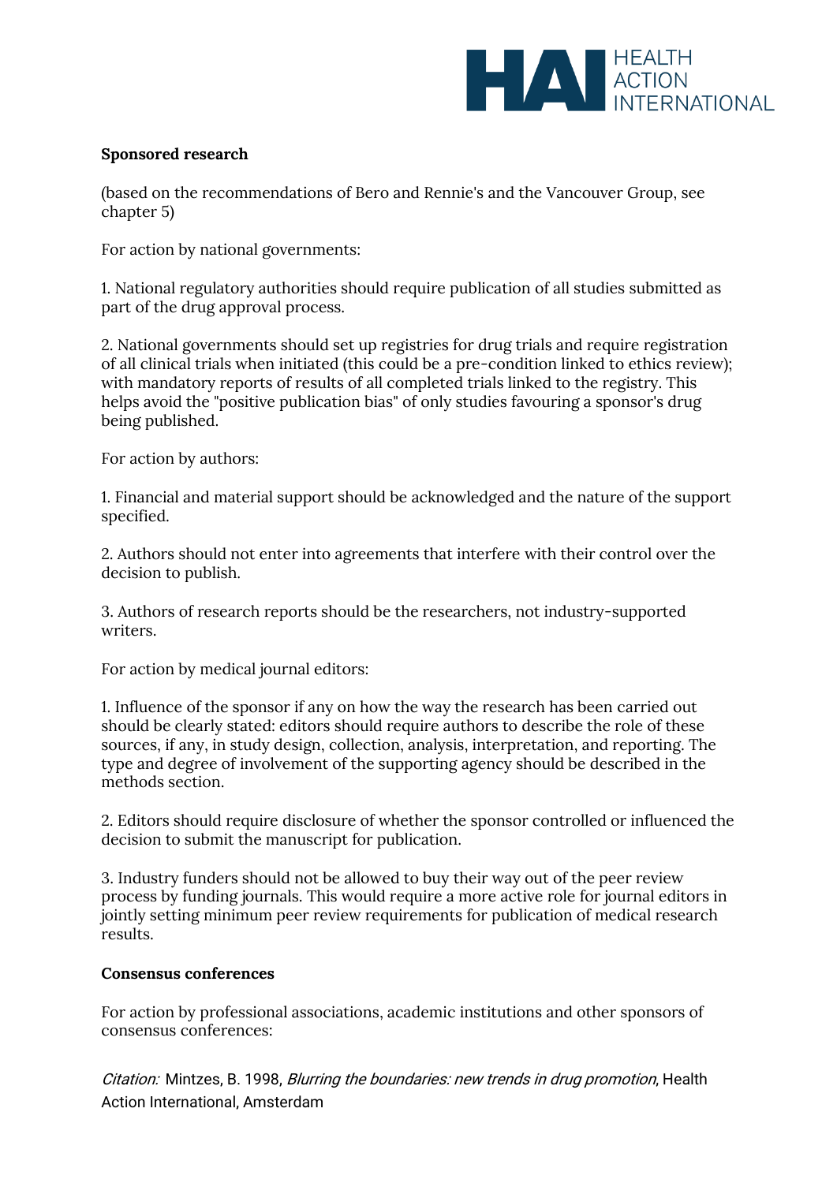**Sponsored research**

(based on the recommendations of Bero and Rennie's and the Vancouver Group, see chapter 5)

For action by national governments:

1. National regulatory authorities should require publication of all studies submitted as part of the drug approval process.

2. National governments should set up registries for drug trials and require registration of all clinical trials when initiated (this could be a pre-condition linked to ethics review); with mandatory reports of results of all completed trials linked to the registry. This helps avoid the "positive publication bias" of only studies favouring a sponsor's drug being published.

For action by authors:

1. Financial and material support should be acknowledged and the nature of the support specified.

2. Authors should not enter into agreements that interfere with their control over the decision to publish.

3. Authors of research reports should be the researchers, not industry-supported writers.

For action by medical journal editors:

1. Influence of the sponsor if any on how the way the research has been carried out should be clearly stated: editors should require authors to describe the role of these sources, if any, in study design, collection, analysis, interpretation, and reporting. The type and degree of involvement of the supporting agency should be described in the methods section.

2. Editors should require disclosure of whether the sponsor controlled or influenced the decision to submit the manuscript for publication.

3. Industry funders should not be allowed to buy their way out of the peer review process by funding journals. This would require a more active role for journal editors in jointly setting minimum peer review requirements for publication of medical research results.

**Consensus conferences**

For action by professional associations, academic institutions and other sponsors of consensus conferences:

*Citation:* Mintzes, B. 1998, *Blurring the boundaries: new trends in drug promotion*, Health Action International, Amsterdam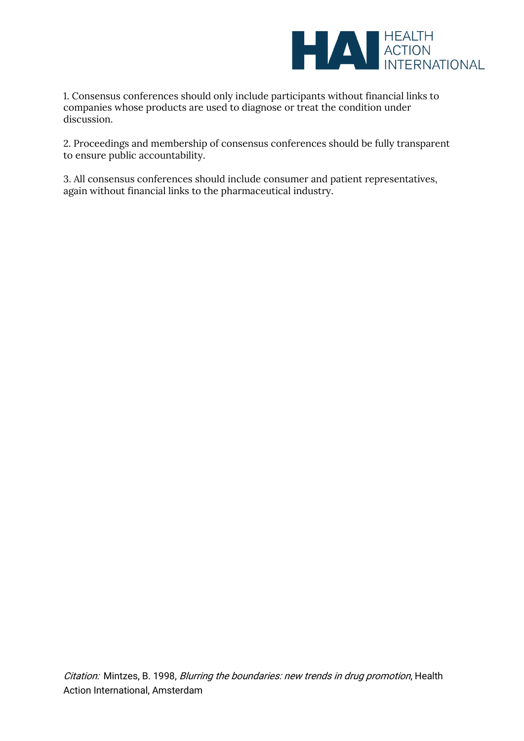1. Consensus conferences should only include participants without financial links to companies whose products are used to diagnose or treat the condition under discussion.

2. Proceedings and membership of consensus conferences should be fully transparent to ensure public accountability.

3. All consensus conferences should include consumer and patient representatives, again without financial links to the pharmaceutical industry.

*Citation:* Mintzes, B. 1998, *Blurring the boundaries: new trends in drug promotion*, Health Action International, Amsterdam